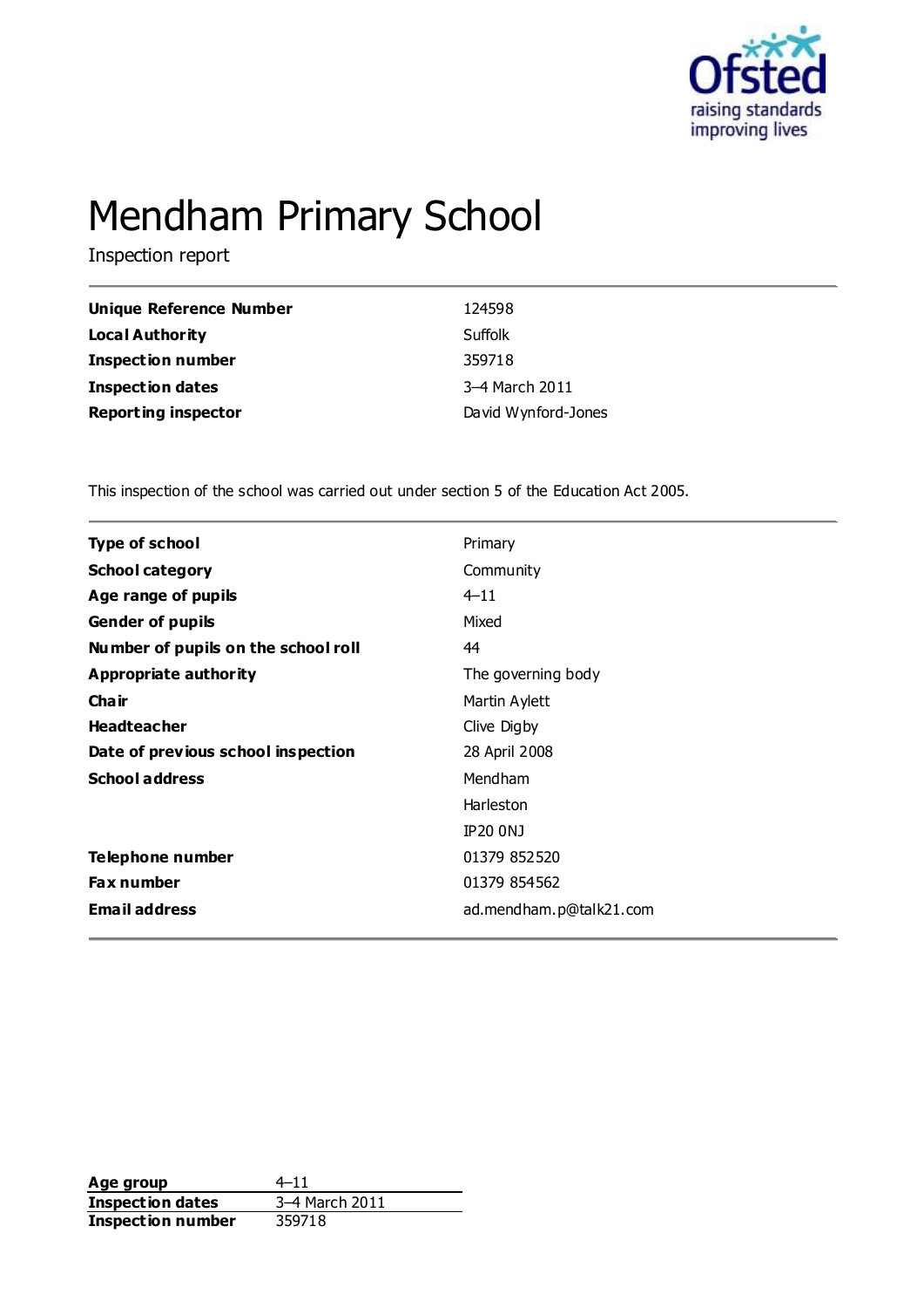# Mendham Primary School

Inspection report

| | |
|---|---|
| **Unique Reference Number** | 124598 |
| **Local Authority** | Suffolk |
| **Inspection number** | 359718 |
| **Inspection dates** | 3–4 March 2011 |
| **Reporting inspector** | David Wynford-Jones |

This inspection of the school was carried out under section 5 of the Education Act 2005.

| | |
|---|---|
| **Type of school** | Primary |
| **School category** | Community |
| **Age range of pupils** | 4–11 |
| **Gender of pupils** | Mixed |
| **Number of pupils on the school roll** | 44 |
| **Appropriate authority** | The governing body |
| **Chair** | Martin Aylett |
| **Headteacher** | Clive Digby |
| **Date of previous school inspection** | 28 April 2008 |
| **School address** | Mendham<br>Harleston<br>IP20 0NJ |
| **Telephone number** | 01379 852520 |
| **Fax number** | 01379 854562 |
| **Email address** | ad.mendham.p@talk21.com |

| | |
|---|---|
| **Age group** | 4–11 |
| **Inspection dates** | 3–4 March 2011 |
| **Inspection number** | 359718 |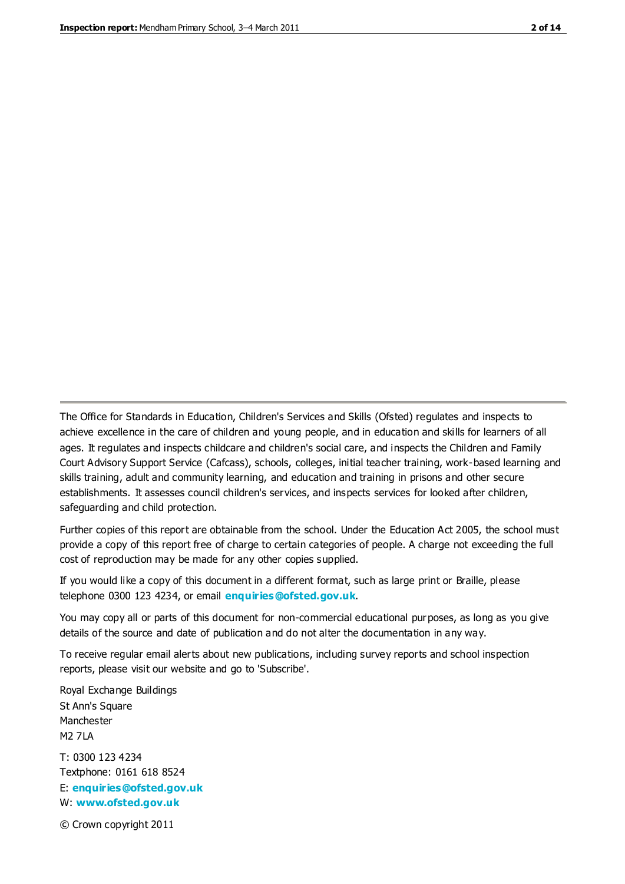The Office for Standards in Education, Children's Services and Skills (Ofsted) regulates and inspects to achieve excellence in the care of children and young people, and in education and skills for learners of all ages. It regulates and inspects childcare and children's social care, and inspects the Children and Family Court Advisory Support Service (Cafcass), schools, colleges, initial teacher training, work-based learning and skills training, adult and community learning, and education and training in prisons and other secure establishments. It assesses council children's services, and inspects services for looked after children, safeguarding and child protection.

Further copies of this report are obtainable from the school. Under the Education Act 2005, the school must provide a copy of this report free of charge to certain categories of people. A charge not exceeding the full cost of reproduction may be made for any other copies supplied.

If you would like a copy of this document in a different format, such as large print or Braille, please telephone 0300 123 4234, or email **enquiries@ofsted.gov.uk**.

You may copy all or parts of this document for non-commercial educational purposes, as long as you give details of the source and date of publication and do not alter the documentation in any way.

To receive regular email alerts about new publications, including survey reports and school inspection reports, please visit our website and go to 'Subscribe'.

Royal Exchange Buildings  
St Ann's Square  
Manchester  
M2 7LA

T: 0300 123 4234  
Textphone: 0161 618 8524  
E: **enquiries@ofsted.gov.uk**  
W: **www.ofsted.gov.uk**

© Crown copyright 2011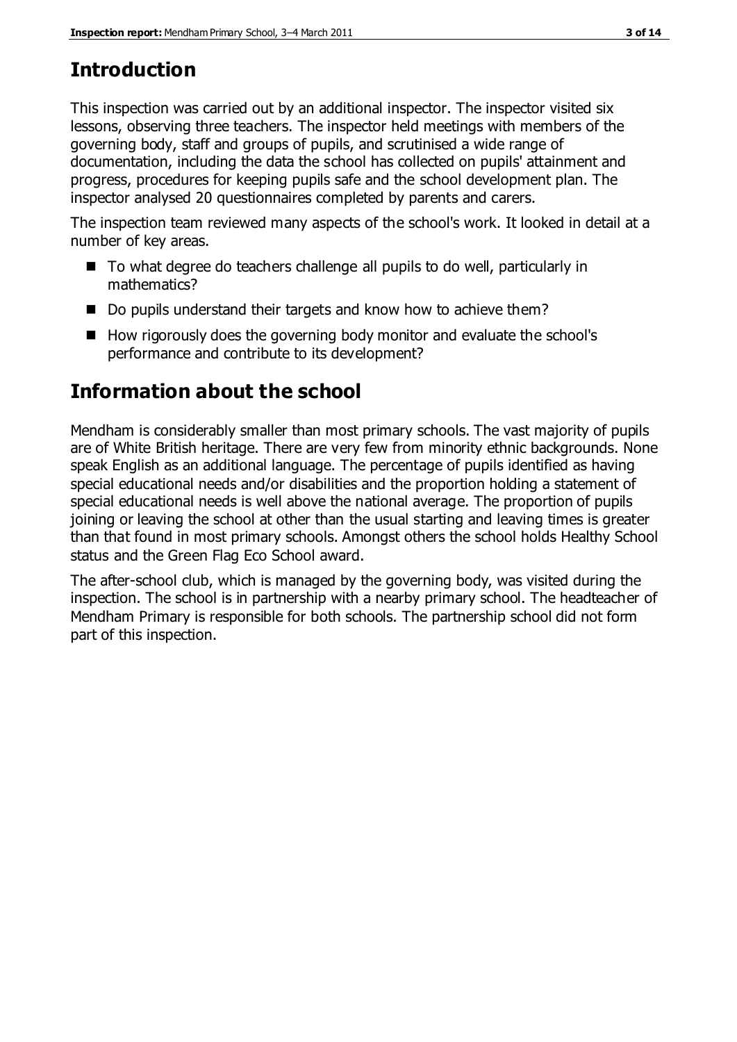## Introduction

This inspection was carried out by an additional inspector. The inspector visited six lessons, observing three teachers. The inspector held meetings with members of the governing body, staff and groups of pupils, and scrutinised a wide range of documentation, including the data the school has collected on pupils' attainment and progress, procedures for keeping pupils safe and the school development plan. The inspector analysed 20 questionnaires completed by parents and carers.

The inspection team reviewed many aspects of the school's work. It looked in detail at a number of key areas.

- To what degree do teachers challenge all pupils to do well, particularly in mathematics?
- Do pupils understand their targets and know how to achieve them?
- How rigorously does the governing body monitor and evaluate the school's performance and contribute to its development?

## Information about the school

Mendham is considerably smaller than most primary schools. The vast majority of pupils are of White British heritage. There are very few from minority ethnic backgrounds. None speak English as an additional language. The percentage of pupils identified as having special educational needs and/or disabilities and the proportion holding a statement of special educational needs is well above the national average. The proportion of pupils joining or leaving the school at other than the usual starting and leaving times is greater than that found in most primary schools. Amongst others the school holds Healthy School status and the Green Flag Eco School award.

The after-school club, which is managed by the governing body, was visited during the inspection. The school is in partnership with a nearby primary school. The headteacher of Mendham Primary is responsible for both schools. The partnership school did not form part of this inspection.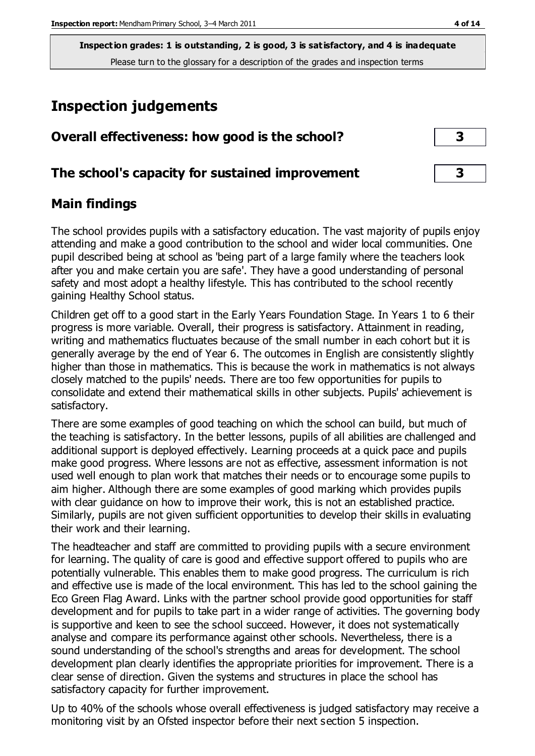**Inspection grades: 1 is outstanding, 2 is good, 3 is satisfactory, and 4 is inadequate**
Please turn to the glossary for a description of the grades and inspection terms

# Inspection judgements

| Overall effectiveness: how good is the school? | 3 |
|---|---|
| **The school's capacity for sustained improvement** | **3** |

## Main findings

The school provides pupils with a satisfactory education. The vast majority of pupils enjoy attending and make a good contribution to the school and wider local communities. One pupil described being at school as 'being part of a large family where the teachers look after you and make certain you are safe'. They have a good understanding of personal safety and most adopt a healthy lifestyle. This has contributed to the school recently gaining Healthy School status.

Children get off to a good start in the Early Years Foundation Stage. In Years 1 to 6 their progress is more variable. Overall, their progress is satisfactory. Attainment in reading, writing and mathematics fluctuates because of the small number in each cohort but it is generally average by the end of Year 6. The outcomes in English are consistently slightly higher than those in mathematics. This is because the work in mathematics is not always closely matched to the pupils' needs. There are too few opportunities for pupils to consolidate and extend their mathematical skills in other subjects. Pupils' achievement is satisfactory.

There are some examples of good teaching on which the school can build, but much of the teaching is satisfactory. In the better lessons, pupils of all abilities are challenged and additional support is deployed effectively. Learning proceeds at a quick pace and pupils make good progress. Where lessons are not as effective, assessment information is not used well enough to plan work that matches their needs or to encourage some pupils to aim higher. Although there are some examples of good marking which provides pupils with clear guidance on how to improve their work, this is not an established practice. Similarly, pupils are not given sufficient opportunities to develop their skills in evaluating their work and their learning.

The headteacher and staff are committed to providing pupils with a secure environment for learning. The quality of care is good and effective support offered to pupils who are potentially vulnerable. This enables them to make good progress. The curriculum is rich and effective use is made of the local environment. This has led to the school gaining the Eco Green Flag Award. Links with the partner school provide good opportunities for staff development and for pupils to take part in a wider range of activities. The governing body is supportive and keen to see the school succeed. However, it does not systematically analyse and compare its performance against other schools. Nevertheless, there is a sound understanding of the school's strengths and areas for development. The school development plan clearly identifies the appropriate priorities for improvement. There is a clear sense of direction. Given the systems and structures in place the school has satisfactory capacity for further improvement.

Up to 40% of the schools whose overall effectiveness is judged satisfactory may receive a monitoring visit by an Ofsted inspector before their next section 5 inspection.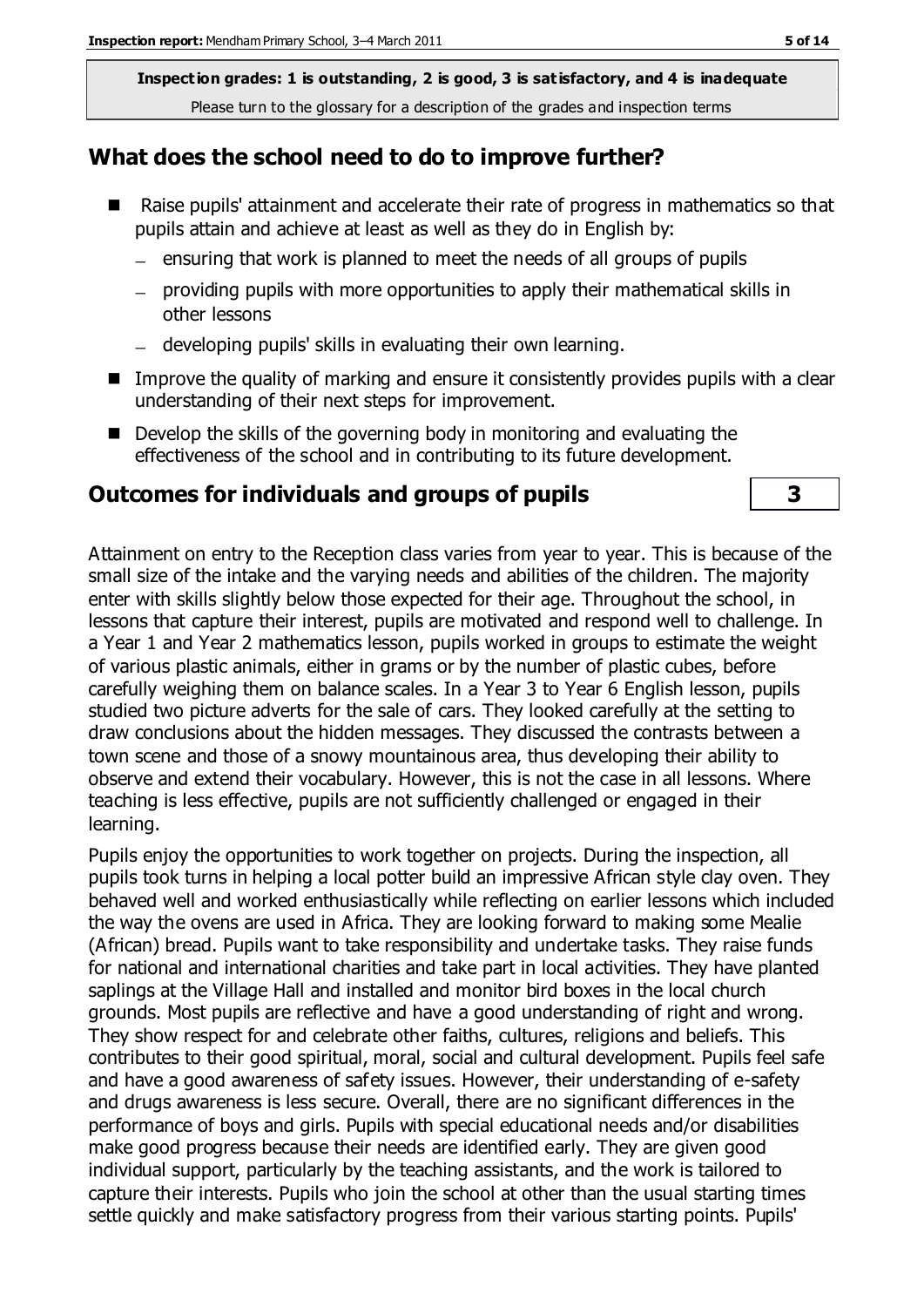**Inspection grades: 1 is outstanding, 2 is good, 3 is satisfactory, and 4 is inadequate**
Please turn to the glossary for a description of the grades and inspection terms

## What does the school need to do to improve further?

- Raise pupils' attainment and accelerate their rate of progress in mathematics so that pupils attain and achieve at least as well as they do in English by:
  - ensuring that work is planned to meet the needs of all groups of pupils
  - providing pupils with more opportunities to apply their mathematical skills in other lessons
  - developing pupils' skills in evaluating their own learning.
- Improve the quality of marking and ensure it consistently provides pupils with a clear understanding of their next steps for improvement.
- Develop the skills of the governing body in monitoring and evaluating the effectiveness of the school and in contributing to its future development.

## Outcomes for individuals and groups of pupils — 3

Attainment on entry to the Reception class varies from year to year. This is because of the small size of the intake and the varying needs and abilities of the children. The majority enter with skills slightly below those expected for their age. Throughout the school, in lessons that capture their interest, pupils are motivated and respond well to challenge. In a Year 1 and Year 2 mathematics lesson, pupils worked in groups to estimate the weight of various plastic animals, either in grams or by the number of plastic cubes, before carefully weighing them on balance scales. In a Year 3 to Year 6 English lesson, pupils studied two picture adverts for the sale of cars. They looked carefully at the setting to draw conclusions about the hidden messages. They discussed the contrasts between a town scene and those of a snowy mountainous area, thus developing their ability to observe and extend their vocabulary. However, this is not the case in all lessons. Where teaching is less effective, pupils are not sufficiently challenged or engaged in their learning.

Pupils enjoy the opportunities to work together on projects. During the inspection, all pupils took turns in helping a local potter build an impressive African style clay oven. They behaved well and worked enthusiastically while reflecting on earlier lessons which included the way the ovens are used in Africa. They are looking forward to making some Mealie (African) bread. Pupils want to take responsibility and undertake tasks. They raise funds for national and international charities and take part in local activities. They have planted saplings at the Village Hall and installed and monitor bird boxes in the local church grounds. Most pupils are reflective and have a good understanding of right and wrong. They show respect for and celebrate other faiths, cultures, religions and beliefs. This contributes to their good spiritual, moral, social and cultural development. Pupils feel safe and have a good awareness of safety issues. However, their understanding of e-safety and drugs awareness is less secure. Overall, there are no significant differences in the performance of boys and girls. Pupils with special educational needs and/or disabilities make good progress because their needs are identified early. They are given good individual support, particularly by the teaching assistants, and the work is tailored to capture their interests. Pupils who join the school at other than the usual starting times settle quickly and make satisfactory progress from their various starting points. Pupils'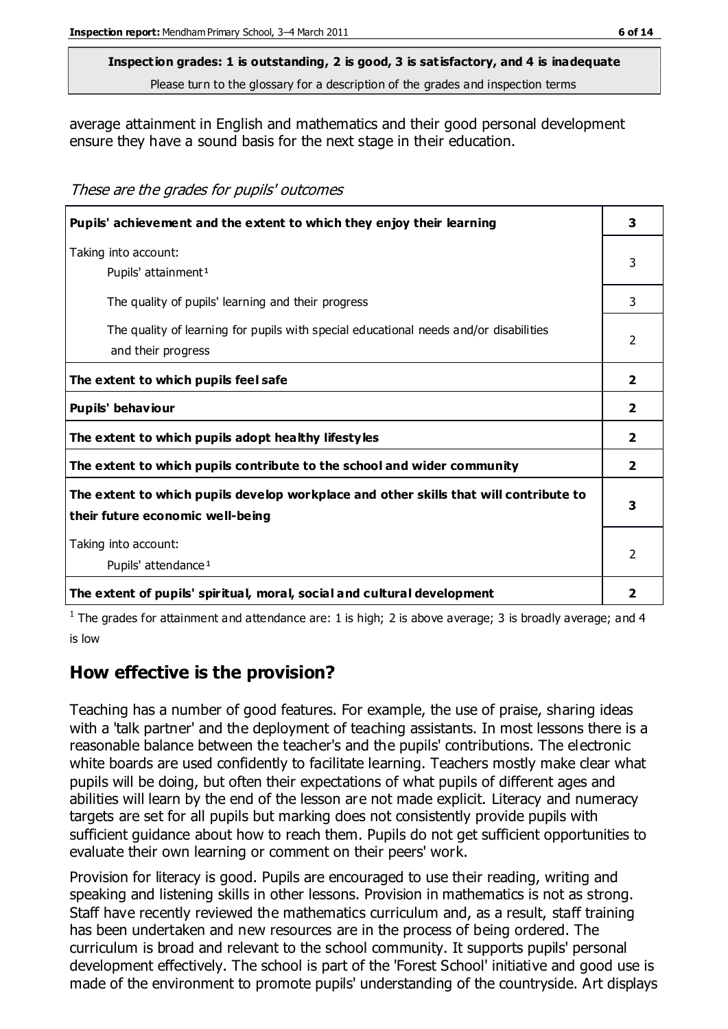**Inspection grades: 1 is outstanding, 2 is good, 3 is satisfactory, and 4 is inadequate**
Please turn to the glossary for a description of the grades and inspection terms

average attainment in English and mathematics and their good personal development ensure they have a sound basis for the next stage in their education.

*These are the grades for pupils' outcomes*

| | |
|---|---|
| **Pupils' achievement and the extent to which they enjoy their learning** | **3** |
| Taking into account:<br>Pupils' attainment[1] | 3 |
| The quality of pupils' learning and their progress | 3 |
| The quality of learning for pupils with special educational needs and/or disabilities and their progress | 2 |
| **The extent to which pupils feel safe** | **2** |
| **Pupils' behaviour** | **2** |
| **The extent to which pupils adopt healthy lifestyles** | **2** |
| **The extent to which pupils contribute to the school and wider community** | **2** |
| **The extent to which pupils develop workplace and other skills that will contribute to their future economic well-being** | **3** |
| Taking into account:<br>Pupils' attendance[1] | 2 |
| **The extent of pupils' spiritual, moral, social and cultural development** | **2** |

[1] The grades for attainment and attendance are: 1 is high; 2 is above average; 3 is broadly average; and 4 is low

## How effective is the provision?

Teaching has a number of good features. For example, the use of praise, sharing ideas with a 'talk partner' and the deployment of teaching assistants. In most lessons there is a reasonable balance between the teacher's and the pupils' contributions. The electronic white boards are used confidently to facilitate learning. Teachers mostly make clear what pupils will be doing, but often their expectations of what pupils of different ages and abilities will learn by the end of the lesson are not made explicit. Literacy and numeracy targets are set for all pupils but marking does not consistently provide pupils with sufficient guidance about how to reach them. Pupils do not get sufficient opportunities to evaluate their own learning or comment on their peers' work.

Provision for literacy is good. Pupils are encouraged to use their reading, writing and speaking and listening skills in other lessons. Provision in mathematics is not as strong. Staff have recently reviewed the mathematics curriculum and, as a result, staff training has been undertaken and new resources are in the process of being ordered. The curriculum is broad and relevant to the school community. It supports pupils' personal development effectively. The school is part of the 'Forest School' initiative and good use is made of the environment to promote pupils' understanding of the countryside. Art displays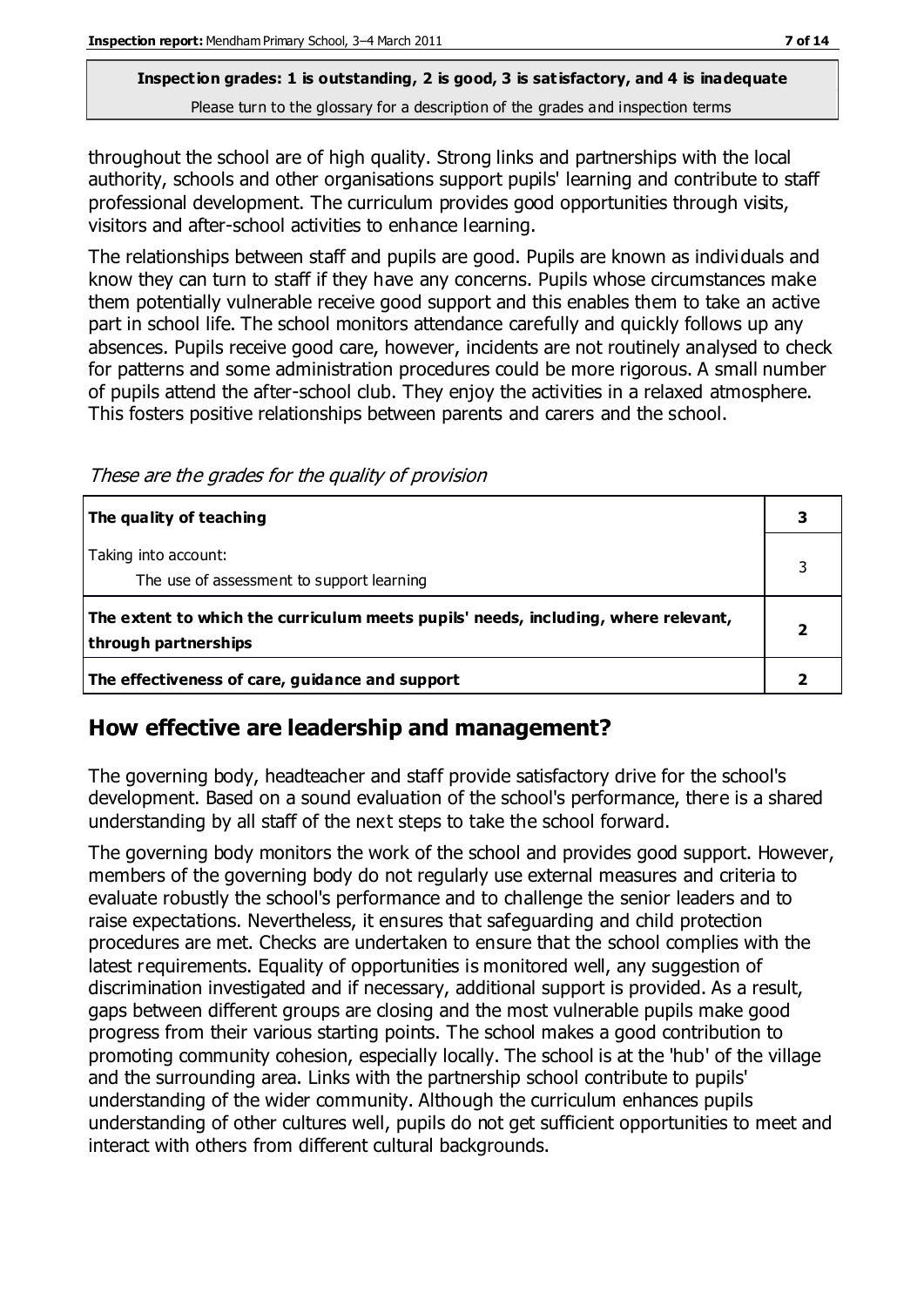throughout the school are of high quality. Strong links and partnerships with the local authority, schools and other organisations support pupils' learning and contribute to staff professional development. The curriculum provides good opportunities through visits, visitors and after-school activities to enhance learning.

The relationships between staff and pupils are good. Pupils are known as individuals and know they can turn to staff if they have any concerns. Pupils whose circumstances make them potentially vulnerable receive good support and this enables them to take an active part in school life. The school monitors attendance carefully and quickly follows up any absences. Pupils receive good care, however, incidents are not routinely analysed to check for patterns and some administration procedures could be more rigorous. A small number of pupils attend the after-school club. They enjoy the activities in a relaxed atmosphere. This fosters positive relationships between parents and carers and the school.

*These are the grades for the quality of provision*

| | |
|---|---|
| **The quality of teaching** | **3** |
| Taking into account:<br>The use of assessment to support learning | 3 |
| **The extent to which the curriculum meets pupils' needs, including, where relevant, through partnerships** | **2** |
| **The effectiveness of care, guidance and support** | **2** |

## How effective are leadership and management?

The governing body, headteacher and staff provide satisfactory drive for the school's development. Based on a sound evaluation of the school's performance, there is a shared understanding by all staff of the next steps to take the school forward.

The governing body monitors the work of the school and provides good support. However, members of the governing body do not regularly use external measures and criteria to evaluate robustly the school's performance and to challenge the senior leaders and to raise expectations. Nevertheless, it ensures that safeguarding and child protection procedures are met. Checks are undertaken to ensure that the school complies with the latest requirements. Equality of opportunities is monitored well, any suggestion of discrimination investigated and if necessary, additional support is provided. As a result, gaps between different groups are closing and the most vulnerable pupils make good progress from their various starting points. The school makes a good contribution to promoting community cohesion, especially locally. The school is at the 'hub' of the village and the surrounding area. Links with the partnership school contribute to pupils' understanding of the wider community. Although the curriculum enhances pupils understanding of other cultures well, pupils do not get sufficient opportunities to meet and interact with others from different cultural backgrounds.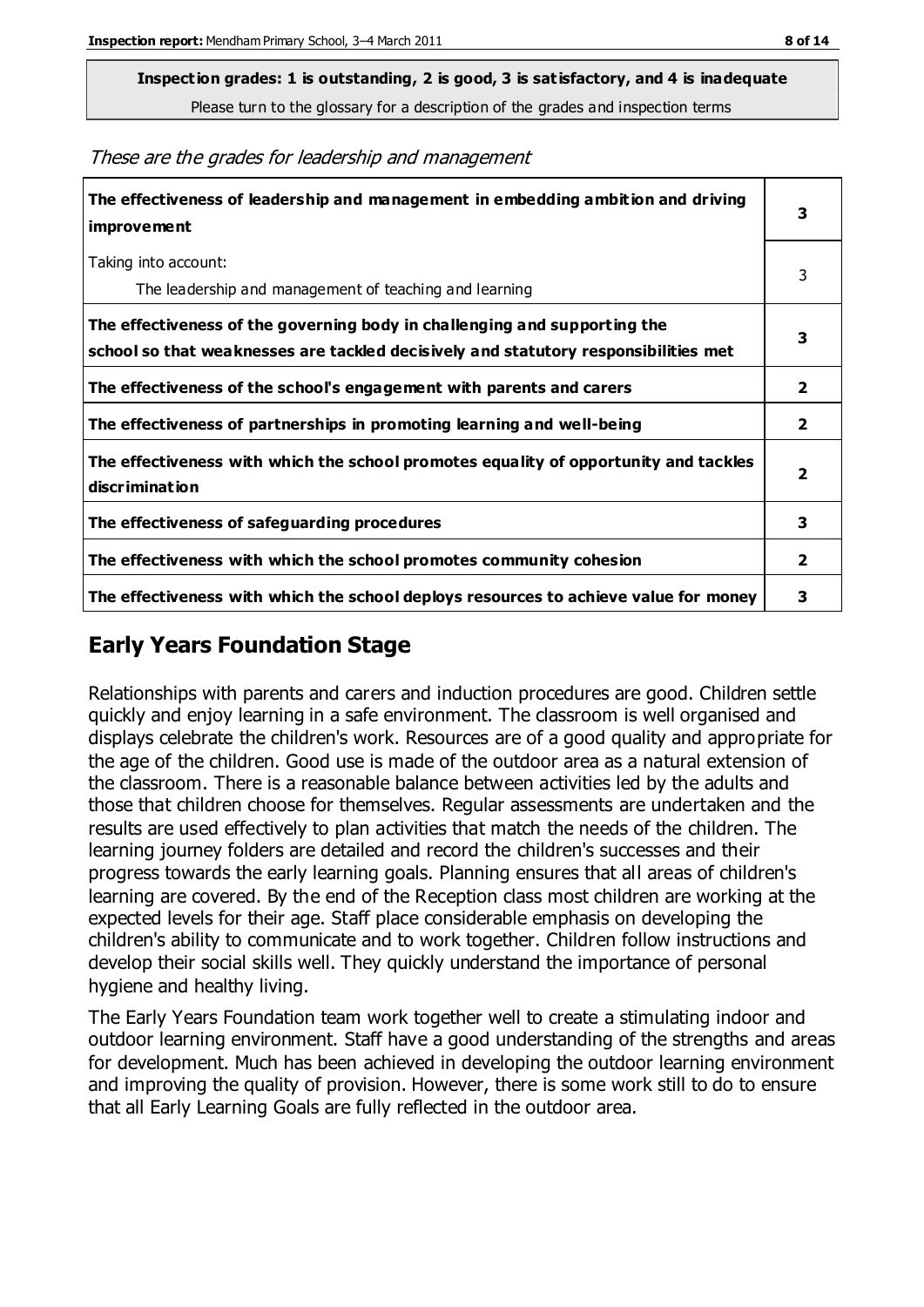**Inspection grades: 1 is outstanding, 2 is good, 3 is satisfactory, and 4 is inadequate**
Please turn to the glossary for a description of the grades and inspection terms

*These are the grades for leadership and management*

| | |
|---|---|
| **The effectiveness of leadership and management in embedding ambition and driving improvement** | **3** |
| Taking into account:<br>The leadership and management of teaching and learning | 3 |
| **The effectiveness of the governing body in challenging and supporting the school so that weaknesses are tackled decisively and statutory responsibilities met** | **3** |
| **The effectiveness of the school's engagement with parents and carers** | **2** |
| **The effectiveness of partnerships in promoting learning and well-being** | **2** |
| **The effectiveness with which the school promotes equality of opportunity and tackles discrimination** | **2** |
| **The effectiveness of safeguarding procedures** | **3** |
| **The effectiveness with which the school promotes community cohesion** | **2** |
| **The effectiveness with which the school deploys resources to achieve value for money** | **3** |

## Early Years Foundation Stage

Relationships with parents and carers and induction procedures are good. Children settle quickly and enjoy learning in a safe environment. The classroom is well organised and displays celebrate the children's work. Resources are of a good quality and appropriate for the age of the children. Good use is made of the outdoor area as a natural extension of the classroom. There is a reasonable balance between activities led by the adults and those that children choose for themselves. Regular assessments are undertaken and the results are used effectively to plan activities that match the needs of the children. The learning journey folders are detailed and record the children's successes and their progress towards the early learning goals. Planning ensures that all areas of children's learning are covered. By the end of the Reception class most children are working at the expected levels for their age. Staff place considerable emphasis on developing the children's ability to communicate and to work together. Children follow instructions and develop their social skills well. They quickly understand the importance of personal hygiene and healthy living.

The Early Years Foundation team work together well to create a stimulating indoor and outdoor learning environment. Staff have a good understanding of the strengths and areas for development. Much has been achieved in developing the outdoor learning environment and improving the quality of provision. However, there is some work still to do to ensure that all Early Learning Goals are fully reflected in the outdoor area.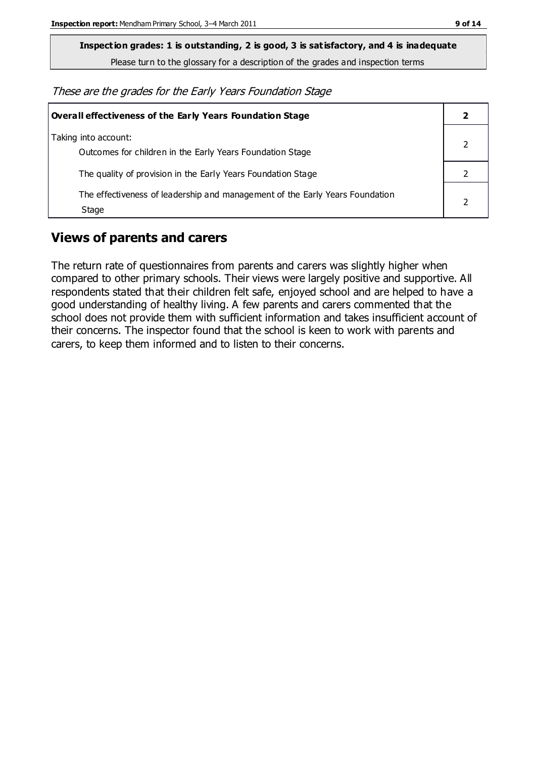**Inspection grades: 1 is outstanding, 2 is good, 3 is satisfactory, and 4 is inadequate**

Please turn to the glossary for a description of the grades and inspection terms

*These are the grades for the Early Years Foundation Stage*

| **Overall effectiveness of the Early Years Foundation Stage** | **2** |
|---|---|
| Taking into account:<br>Outcomes for children in the Early Years Foundation Stage | 2 |
| The quality of provision in the Early Years Foundation Stage | 2 |
| The effectiveness of leadership and management of the Early Years Foundation Stage | 2 |

## Views of parents and carers

The return rate of questionnaires from parents and carers was slightly higher when compared to other primary schools. Their views were largely positive and supportive. All respondents stated that their children felt safe, enjoyed school and are helped to have a good understanding of healthy living. A few parents and carers commented that the school does not provide them with sufficient information and takes insufficient account of their concerns. The inspector found that the school is keen to work with parents and carers, to keep them informed and to listen to their concerns.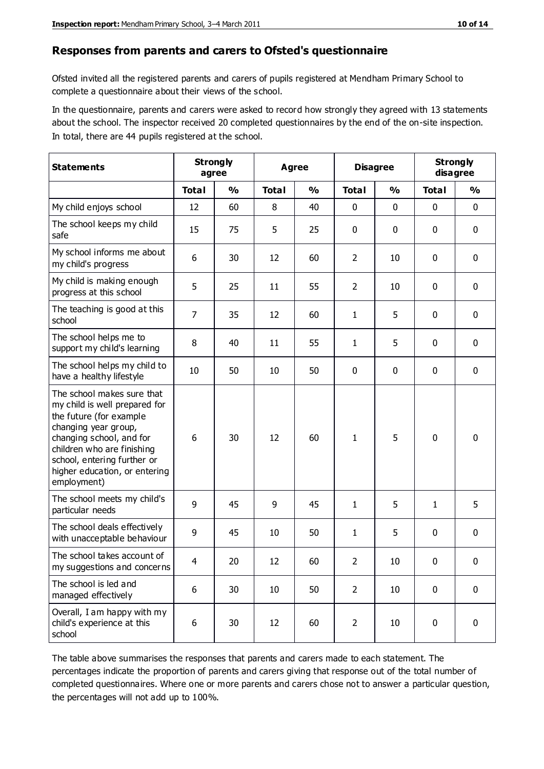## Responses from parents and carers to Ofsted's questionnaire

Ofsted invited all the registered parents and carers of pupils registered at Mendham Primary School to complete a questionnaire about their views of the school.

In the questionnaire, parents and carers were asked to record how strongly they agreed with 13 statements about the school. The inspector received 20 completed questionnaires by the end of the on-site inspection. In total, there are 44 pupils registered at the school.

| Statements | Strongly agree | | Agree | | Disagree | | Strongly disagree | |
|---|---|---|---|---|---|---|---|---|
| | Total | % | Total | % | Total | % | Total | % |
| My child enjoys school | 12 | 60 | 8 | 40 | 0 | 0 | 0 | 0 |
| The school keeps my child safe | 15 | 75 | 5 | 25 | 0 | 0 | 0 | 0 |
| My school informs me about my child's progress | 6 | 30 | 12 | 60 | 2 | 10 | 0 | 0 |
| My child is making enough progress at this school | 5 | 25 | 11 | 55 | 2 | 10 | 0 | 0 |
| The teaching is good at this school | 7 | 35 | 12 | 60 | 1 | 5 | 0 | 0 |
| The school helps me to support my child's learning | 8 | 40 | 11 | 55 | 1 | 5 | 0 | 0 |
| The school helps my child to have a healthy lifestyle | 10 | 50 | 10 | 50 | 0 | 0 | 0 | 0 |
| The school makes sure that my child is well prepared for the future (for example changing year group, changing school, and for children who are finishing school, entering further or higher education, or entering employment) | 6 | 30 | 12 | 60 | 1 | 5 | 0 | 0 |
| The school meets my child's particular needs | 9 | 45 | 9 | 45 | 1 | 5 | 1 | 5 |
| The school deals effectively with unacceptable behaviour | 9 | 45 | 10 | 50 | 1 | 5 | 0 | 0 |
| The school takes account of my suggestions and concerns | 4 | 20 | 12 | 60 | 2 | 10 | 0 | 0 |
| The school is led and managed effectively | 6 | 30 | 10 | 50 | 2 | 10 | 0 | 0 |
| Overall, I am happy with my child's experience at this school | 6 | 30 | 12 | 60 | 2 | 10 | 0 | 0 |

The table above summarises the responses that parents and carers made to each statement. The percentages indicate the proportion of parents and carers giving that response out of the total number of completed questionnaires. Where one or more parents and carers chose not to answer a particular question, the percentages will not add up to 100%.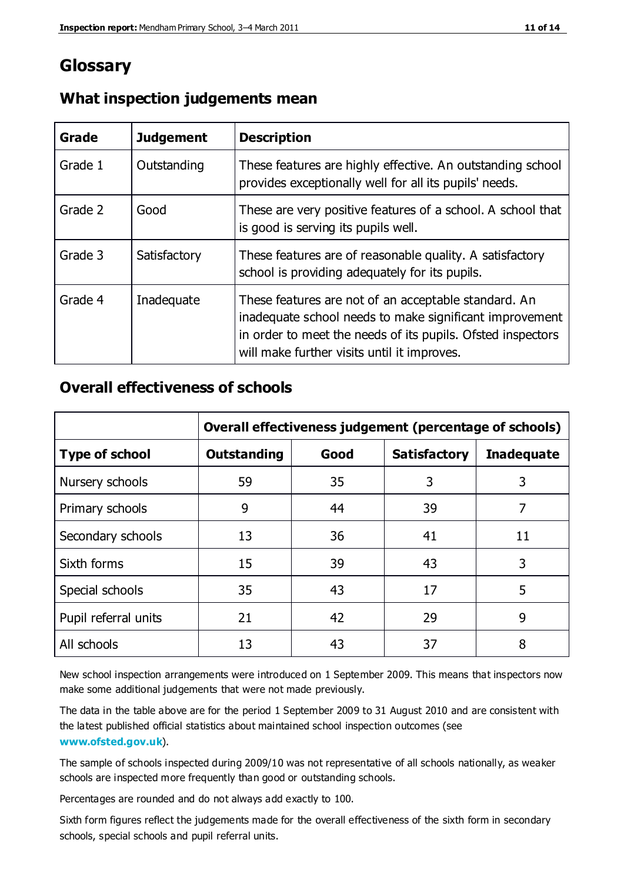# Glossary

## What inspection judgements mean

| Grade | Judgement | Description |
|---|---|---|
| Grade 1 | Outstanding | These features are highly effective. An outstanding school provides exceptionally well for all its pupils' needs. |
| Grade 2 | Good | These are very positive features of a school. A school that is good is serving its pupils well. |
| Grade 3 | Satisfactory | These features are of reasonable quality. A satisfactory school is providing adequately for its pupils. |
| Grade 4 | Inadequate | These features are not of an acceptable standard. An inadequate school needs to make significant improvement in order to meet the needs of its pupils. Ofsted inspectors will make further visits until it improves. |

## Overall effectiveness of schools

| | Overall effectiveness judgement (percentage of schools) | | | |
|---|---|---|---|---|
| **Type of school** | **Outstanding** | **Good** | **Satisfactory** | **Inadequate** |
| Nursery schools | 59 | 35 | 3 | 3 |
| Primary schools | 9 | 44 | 39 | 7 |
| Secondary schools | 13 | 36 | 41 | 11 |
| Sixth forms | 15 | 39 | 43 | 3 |
| Special schools | 35 | 43 | 17 | 5 |
| Pupil referral units | 21 | 42 | 29 | 9 |
| All schools | 13 | 43 | 37 | 8 |

New school inspection arrangements were introduced on 1 September 2009. This means that inspectors now make some additional judgements that were not made previously.

The data in the table above are for the period 1 September 2009 to 31 August 2010 and are consistent with the latest published official statistics about maintained school inspection outcomes (see **www.ofsted.gov.uk**).

The sample of schools inspected during 2009/10 was not representative of all schools nationally, as weaker schools are inspected more frequently than good or outstanding schools.

Percentages are rounded and do not always add exactly to 100.

Sixth form figures reflect the judgements made for the overall effectiveness of the sixth form in secondary schools, special schools and pupil referral units.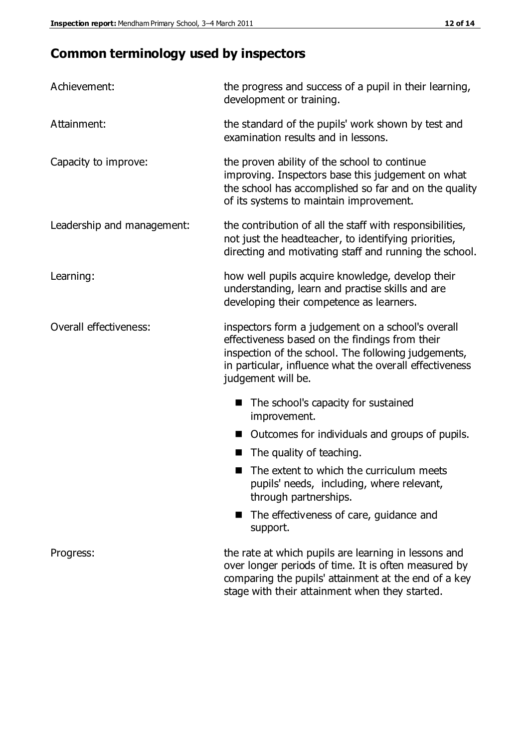## Common terminology used by inspectors

| | |
|---|---|
| Achievement: | the progress and success of a pupil in their learning, development or training. |
| Attainment: | the standard of the pupils' work shown by test and examination results and in lessons. |
| Capacity to improve: | the proven ability of the school to continue improving. Inspectors base this judgement on what the school has accomplished so far and on the quality of its systems to maintain improvement. |
| Leadership and management: | the contribution of all the staff with responsibilities, not just the headteacher, to identifying priorities, directing and motivating staff and running the school. |
| Learning: | how well pupils acquire knowledge, develop their understanding, learn and practise skills and are developing their competence as learners. |
| Overall effectiveness: | inspectors form a judgement on a school's overall effectiveness based on the findings from their inspection of the school. The following judgements, in particular, influence what the overall effectiveness judgement will be. |

- The school's capacity for sustained improvement.
- Outcomes for individuals and groups of pupils.
- The quality of teaching.
- The extent to which the curriculum meets pupils' needs, including, where relevant, through partnerships.
- The effectiveness of care, guidance and support.

| | |
|---|---|
| Progress: | the rate at which pupils are learning in lessons and over longer periods of time. It is often measured by comparing the pupils' attainment at the end of a key stage with their attainment when they started. |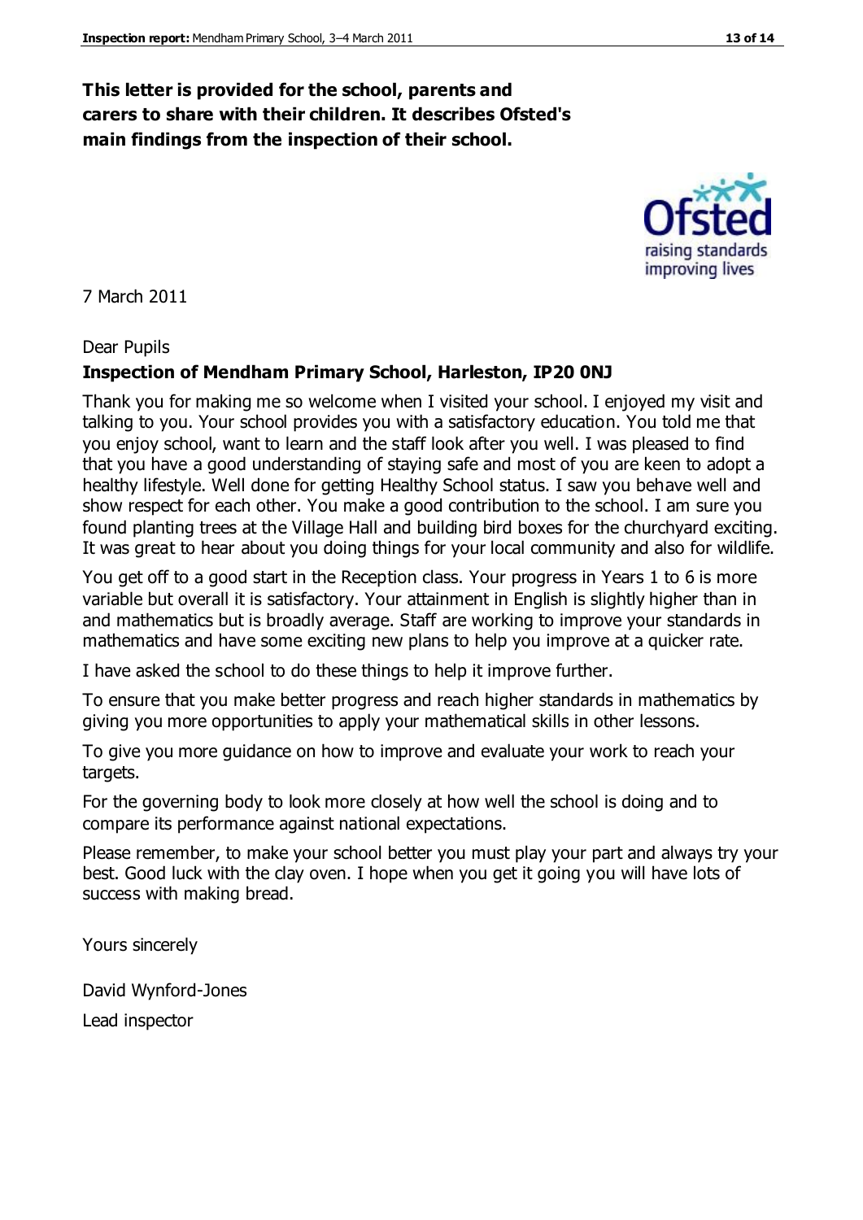**This letter is provided for the school, parents and carers to share with their children. It describes Ofsted's main findings from the inspection of their school.**

7 March 2011

Dear Pupils

**Inspection of Mendham Primary School, Harleston, IP20 0NJ**

Thank you for making me so welcome when I visited your school. I enjoyed my visit and talking to you. Your school provides you with a satisfactory education. You told me that you enjoy school, want to learn and the staff look after you well. I was pleased to find that you have a good understanding of staying safe and most of you are keen to adopt a healthy lifestyle. Well done for getting Healthy School status. I saw you behave well and show respect for each other. You make a good contribution to the school. I am sure you found planting trees at the Village Hall and building bird boxes for the churchyard exciting. It was great to hear about you doing things for your local community and also for wildlife.

You get off to a good start in the Reception class. Your progress in Years 1 to 6 is more variable but overall it is satisfactory. Your attainment in English is slightly higher than in and mathematics but is broadly average. Staff are working to improve your standards in mathematics and have some exciting new plans to help you improve at a quicker rate.

I have asked the school to do these things to help it improve further.

To ensure that you make better progress and reach higher standards in mathematics by giving you more opportunities to apply your mathematical skills in other lessons.

To give you more guidance on how to improve and evaluate your work to reach your targets.

For the governing body to look more closely at how well the school is doing and to compare its performance against national expectations.

Please remember, to make your school better you must play your part and always try your best. Good luck with the clay oven. I hope when you get it going you will have lots of success with making bread.

Yours sincerely

David Wynford-Jones

Lead inspector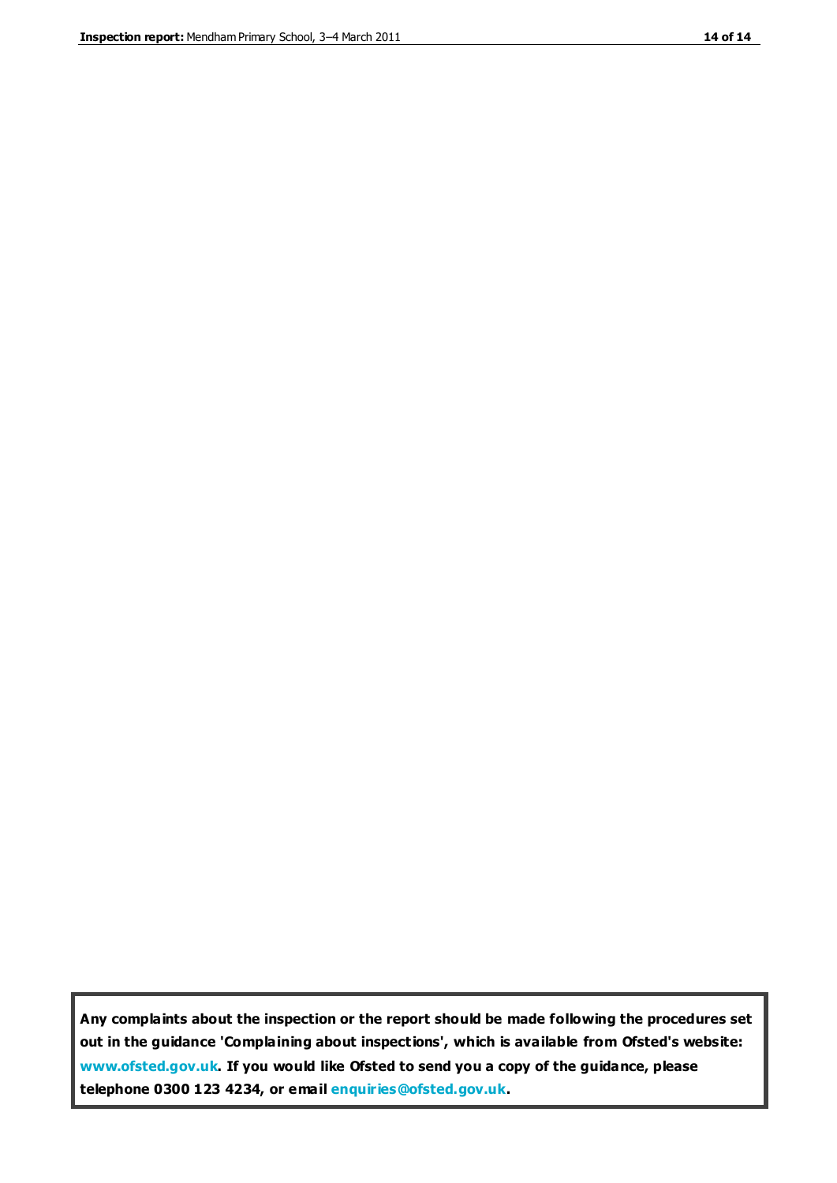**Any complaints about the inspection or the report should be made following the procedures set out in the guidance 'Complaining about inspections', which is available from Ofsted's website: www.ofsted.gov.uk. If you would like Ofsted to send you a copy of the guidance, please telephone 0300 123 4234, or email enquiries@ofsted.gov.uk.**